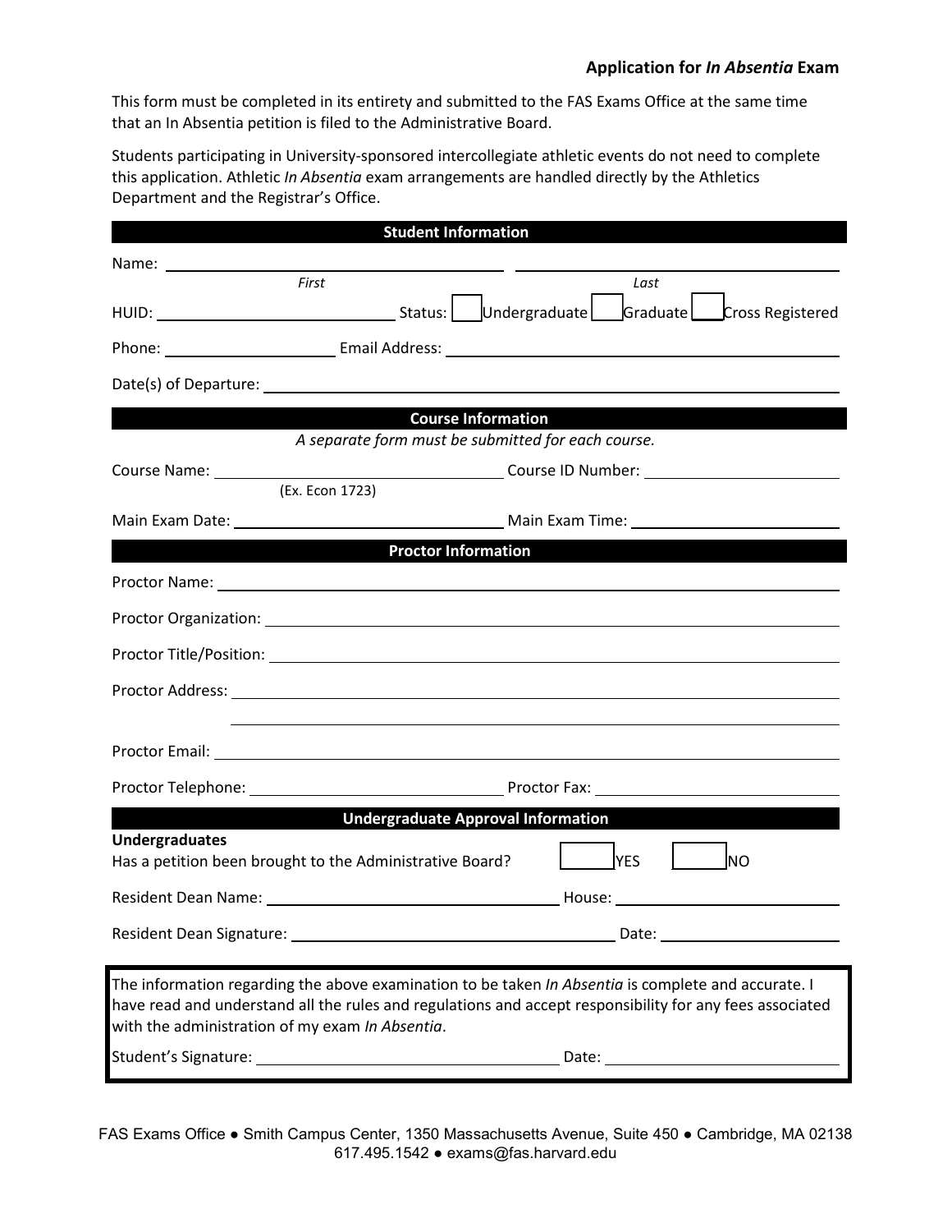## Application for *In Absentia* Exam

This form must be completed in its entirety and submitted to the FAS Exams Office at the same time that an In Absentia petition is filed to the Administrative Board.

Students participating in University-sponsored intercollegiate athletic events do not need to complete this application. Athletic *In Absentia* exam arrangements are handled directly by the Athletics Department and the Registrar's Office.

### Student Information

Name: ______________________________ ______________________________
*First* *Last*

HUID: ______________________ Status: ☐ Undergraduate ☐ Graduate ☐ Cross Registered

Phone: ________________ Email Address: ______________________________

Date(s) of Departure: ______________________________

### Course Information

*A separate form must be submitted for each course.*

Course Name: ______________________ Course ID Number: ______________________
(Ex. Econ 1723)

Main Exam Date: ______________________ Main Exam Time: ______________________

### Proctor Information

Proctor Name: ______________________________

Proctor Organization: ______________________________

Proctor Title/Position: ______________________________

Proctor Address: ______________________________
______________________________

Proctor Email: ______________________________

Proctor Telephone: ______________________ Proctor Fax: ______________________

### Undergraduate Approval Information

**Undergraduates**

Has a petition been brought to the Administrative Board? ☐ YES ☐ NO

Resident Dean Name: ______________________ House: ______________________

Resident Dean Signature: ______________________ Date: ______________________

The information regarding the above examination to be taken *In Absentia* is complete and accurate. I have read and understand all the rules and regulations and accept responsibility for any fees associated with the administration of my exam *In Absentia*.

Student's Signature: ______________________ Date: ______________________

FAS Exams Office ● Smith Campus Center, 1350 Massachusetts Avenue, Suite 450 ● Cambridge, MA 02138
617.495.1542 ● exams@fas.harvard.edu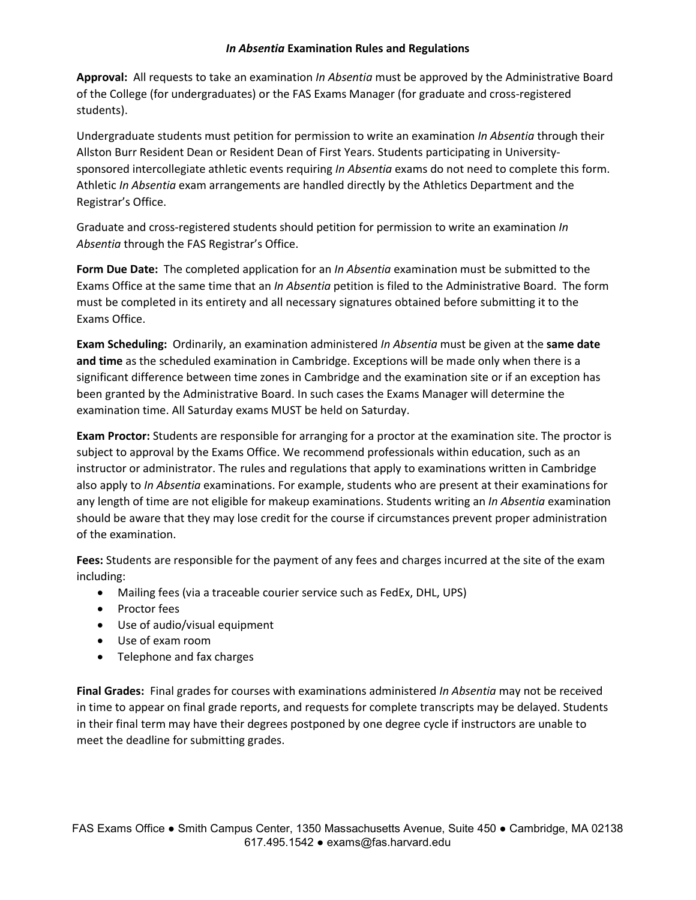# *In Absentia* Examination Rules and Regulations

**Approval:** All requests to take an examination *In Absentia* must be approved by the Administrative Board of the College (for undergraduates) or the FAS Exams Manager (for graduate and cross-registered students).

Undergraduate students must petition for permission to write an examination *In Absentia* through their Allston Burr Resident Dean or Resident Dean of First Years. Students participating in University-sponsored intercollegiate athletic events requiring *In Absentia* exams do not need to complete this form. Athletic *In Absentia* exam arrangements are handled directly by the Athletics Department and the Registrar's Office.

Graduate and cross-registered students should petition for permission to write an examination *In Absentia* through the FAS Registrar's Office.

**Form Due Date:** The completed application for an *In Absentia* examination must be submitted to the Exams Office at the same time that an *In Absentia* petition is filed to the Administrative Board. The form must be completed in its entirety and all necessary signatures obtained before submitting it to the Exams Office.

**Exam Scheduling:** Ordinarily, an examination administered *In Absentia* must be given at the **same date and time** as the scheduled examination in Cambridge. Exceptions will be made only when there is a significant difference between time zones in Cambridge and the examination site or if an exception has been granted by the Administrative Board. In such cases the Exams Manager will determine the examination time. All Saturday exams MUST be held on Saturday.

**Exam Proctor:** Students are responsible for arranging for a proctor at the examination site. The proctor is subject to approval by the Exams Office. We recommend professionals within education, such as an instructor or administrator. The rules and regulations that apply to examinations written in Cambridge also apply to *In Absentia* examinations. For example, students who are present at their examinations for any length of time are not eligible for makeup examinations. Students writing an *In Absentia* examination should be aware that they may lose credit for the course if circumstances prevent proper administration of the examination.

**Fees:** Students are responsible for the payment of any fees and charges incurred at the site of the exam including:

- Mailing fees (via a traceable courier service such as FedEx, DHL, UPS)
- Proctor fees
- Use of audio/visual equipment
- Use of exam room
- Telephone and fax charges

**Final Grades:** Final grades for courses with examinations administered *In Absentia* may not be received in time to appear on final grade reports, and requests for complete transcripts may be delayed. Students in their final term may have their degrees postponed by one degree cycle if instructors are unable to meet the deadline for submitting grades.

FAS Exams Office ● Smith Campus Center, 1350 Massachusetts Avenue, Suite 450 ● Cambridge, MA 02138
617.495.1542 ● exams@fas.harvard.edu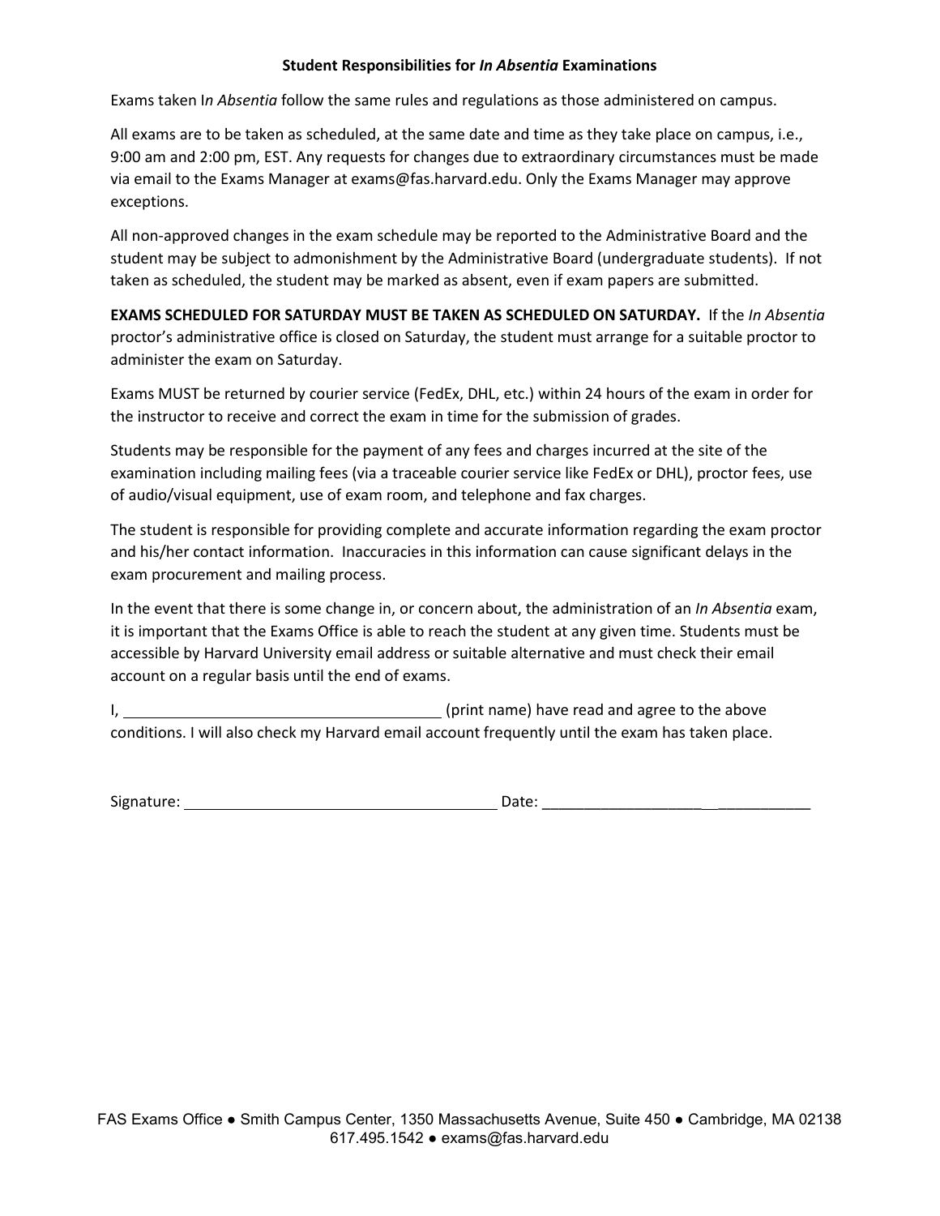**Student Responsibilities for *In Absentia* Examinations**

Exams taken I*n Absentia* follow the same rules and regulations as those administered on campus.

All exams are to be taken as scheduled, at the same date and time as they take place on campus, i.e., 9:00 am and 2:00 pm, EST. Any requests for changes due to extraordinary circumstances must be made via email to the Exams Manager at exams@fas.harvard.edu. Only the Exams Manager may approve exceptions.

All non-approved changes in the exam schedule may be reported to the Administrative Board and the student may be subject to admonishment by the Administrative Board (undergraduate students). If not taken as scheduled, the student may be marked as absent, even if exam papers are submitted.

**EXAMS SCHEDULED FOR SATURDAY MUST BE TAKEN AS SCHEDULED ON SATURDAY.** If the *In Absentia* proctor's administrative office is closed on Saturday, the student must arrange for a suitable proctor to administer the exam on Saturday.

Exams MUST be returned by courier service (FedEx, DHL, etc.) within 24 hours of the exam in order for the instructor to receive and correct the exam in time for the submission of grades.

Students may be responsible for the payment of any fees and charges incurred at the site of the examination including mailing fees (via a traceable courier service like FedEx or DHL), proctor fees, use of audio/visual equipment, use of exam room, and telephone and fax charges.

The student is responsible for providing complete and accurate information regarding the exam proctor and his/her contact information. Inaccuracies in this information can cause significant delays in the exam procurement and mailing process.

In the event that there is some change in, or concern about, the administration of an *In Absentia* exam, it is important that the Exams Office is able to reach the student at any given time. Students must be accessible by Harvard University email address or suitable alternative and must check their email account on a regular basis until the end of exams.

I, ______________________________________ (print name) have read and agree to the above conditions. I will also check my Harvard email account frequently until the exam has taken place.

Signature: ______________________________________ Date: ______________________________

FAS Exams Office ● Smith Campus Center, 1350 Massachusetts Avenue, Suite 450 ● Cambridge, MA 02138
617.495.1542 ● exams@fas.harvard.edu